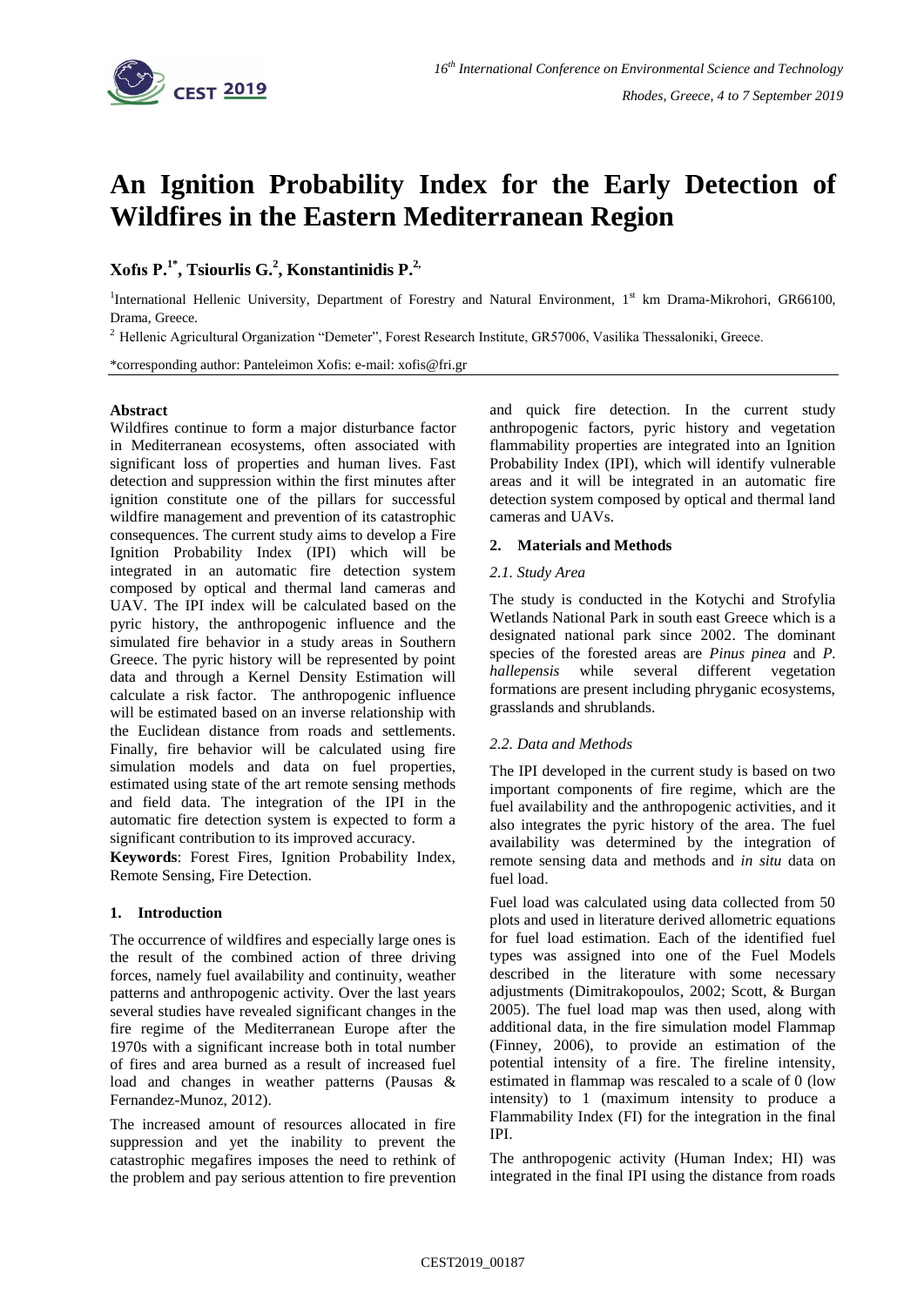# An Ignition Probability Index for the Early Detection of Wildfires in the Eastern Mediterranean Region

**Xofıs P.[1*], Tsiourlis G.[2], Konstantinidis P.[2,]**

[1]International Hellenic University, Department of Forestry and Natural Environment, 1st km Drama-Mikrohori, GR66100, Drama, Greece.

[2] Hellenic Agricultural Organization "Demeter", Forest Research Institute, GR57006, Vasilika Thessaloniki, Greece.

*corresponding author: Panteleimon Xofis: e-mail: xofis@fri.gr

### Abstract

Wildfires continue to form a major disturbance factor in Mediterranean ecosystems, often associated with significant loss of properties and human lives. Fast detection and suppression within the first minutes after ignition constitute one of the pillars for successful wildfire management and prevention of its catastrophic consequences. The current study aims to develop a Fire Ignition Probability Index (IPI) which will be integrated in an automatic fire detection system composed by optical and thermal land cameras and UAV. The IPI index will be calculated based on the pyric history, the anthropogenic influence and the simulated fire behavior in a study areas in Southern Greece. The pyric history will be represented by point data and through a Kernel Density Estimation will calculate a risk factor. The anthropogenic influence will be estimated based on an inverse relationship with the Euclidean distance from roads and settlements. Finally, fire behavior will be calculated using fire simulation models and data on fuel properties, estimated using state of the art remote sensing methods and field data. The integration of the IPI in the automatic fire detection system is expected to form a significant contribution to its improved accuracy.

**Keywords**: Forest Fires, Ignition Probability Index, Remote Sensing, Fire Detection.

## 1. Introduction

The occurrence of wildfires and especially large ones is the result of the combined action of three driving forces, namely fuel availability and continuity, weather patterns and anthropogenic activity. Over the last years several studies have revealed significant changes in the fire regime of the Mediterranean Europe after the 1970s with a significant increase both in total number of fires and area burned as a result of increased fuel load and changes in weather patterns (Pausas & Fernandez-Munoz, 2012).

The increased amount of resources allocated in fire suppression and yet the inability to prevent the catastrophic megafires imposes the need to rethink of the problem and pay serious attention to fire prevention and quick fire detection. In the current study anthropogenic factors, pyric history and vegetation flammability properties are integrated into an Ignition Probability Index (IPI), which will identify vulnerable areas and it will be integrated in an automatic fire detection system composed by optical and thermal land cameras and UAVs.

## 2. Materials and Methods

### *2.1. Study Area*

The study is conducted in the Kotychi and Strofylia Wetlands National Park in south east Greece which is a designated national park since 2002. The dominant species of the forested areas are *Pinus pinea* and *P. hallepensis* while several different vegetation formations are present including phryganic ecosystems, grasslands and shrublands.

### *2.2. Data and Methods*

The IPI developed in the current study is based on two important components of fire regime, which are the fuel availability and the anthropogenic activities, and it also integrates the pyric history of the area. The fuel availability was determined by the integration of remote sensing data and methods and *in situ* data on fuel load.

Fuel load was calculated using data collected from 50 plots and used in literature derived allometric equations for fuel load estimation. Each of the identified fuel types was assigned into one of the Fuel Models described in the literature with some necessary adjustments (Dimitrakopoulos, 2002; Scott, & Burgan 2005). The fuel load map was then used, along with additional data, in the fire simulation model Flammap (Finney, 2006), to provide an estimation of the potential intensity of a fire. The fireline intensity, estimated in flammap was rescaled to a scale of 0 (low intensity) to 1 (maximum intensity to produce a Flammability Index (FI) for the integration in the final IPI.

The anthropogenic activity (Human Index; HI) was integrated in the final IPI using the distance from roads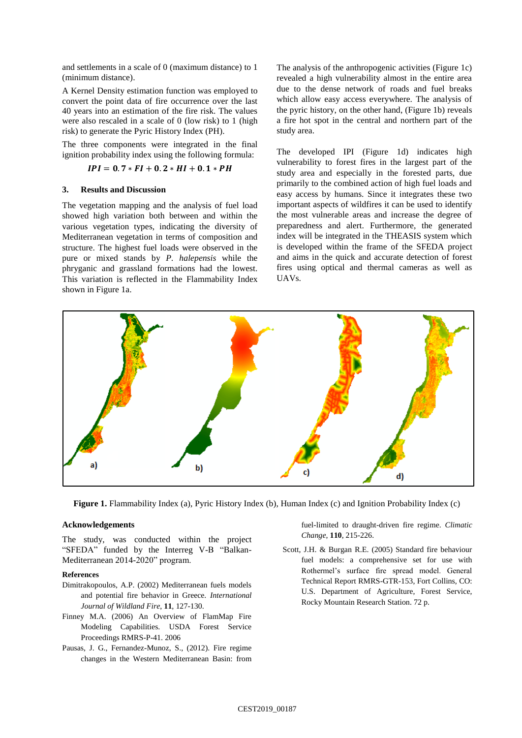and settlements in a scale of 0 (maximum distance) to 1 (minimum distance).

A Kernel Density estimation function was employed to convert the point data of fire occurrence over the last 40 years into an estimation of the fire risk. The values were also rescaled in a scale of 0 (low risk) to 1 (high risk) to generate the Pyric History Index (PH).

The three components were integrated in the final ignition probability index using the following formula:

$$IPI = 0.7 * FI + 0.2 * HI + 0.1 * PH$$

## 3. Results and Discussion

The vegetation mapping and the analysis of fuel load showed high variation both between and within the various vegetation types, indicating the diversity of Mediterranean vegetation in terms of composition and structure. The highest fuel loads were observed in the pure or mixed stands by *P. halepensis* while the phryganic and grassland formations had the lowest. This variation is reflected in the Flammability Index shown in Figure 1a.

The analysis of the anthropogenic activities (Figure 1c) revealed a high vulnerability almost in the entire area due to the dense network of roads and fuel breaks which allow easy access everywhere. The analysis of the pyric history, on the other hand, (Figure 1b) reveals a fire hot spot in the central and northern part of the study area.

The developed IPI (Figure 1d) indicates high vulnerability to forest fires in the largest part of the study area and especially in the forested parts, due primarily to the combined action of high fuel loads and easy access by humans. Since it integrates these two important aspects of wildfires it can be used to identify the most vulnerable areas and increase the degree of preparedness and alert. Furthermore, the generated index will be integrated in the THEASIS system which is developed within the frame of the SFEDA project and aims in the quick and accurate detection of forest fires using optical and thermal cameras as well as UAVs.

a)
b)
c)
d)

**Figure 1.** Flammability Index (a), Pyric History Index (b), Human Index (c) and Ignition Probability Index (c)

## Acknowledgements

The study, was conducted within the project "SFEDA" funded by the Interreg V-B "Balkan-Mediterranean 2014-2020" program.

### References

Dimitrakopoulos, A.P. (2002) Mediterranean fuels models and potential fire behavior in Greece. *International Journal of Wildland Fire*, **11**, 127-130.

Finney M.A. (2006) An Overview of FlamMap Fire Modeling Capabilities. USDA Forest Service Proceedings RMRS-P-41. 2006

Pausas, J. G., Fernandez-Munoz, S., (2012). Fire regime changes in the Western Mediterranean Basin: from fuel-limited to draught-driven fire regime. *Climatic Change*, **110**, 215-226.

Scott, J.H. & Burgan R.E. (2005) Standard fire behaviour fuel models: a comprehensive set for use with Rothermel's surface fire spread model. General Technical Report RMRS-GTR-153, Fort Collins, CO: U.S. Department of Agriculture, Forest Service, Rocky Mountain Research Station. 72 p.